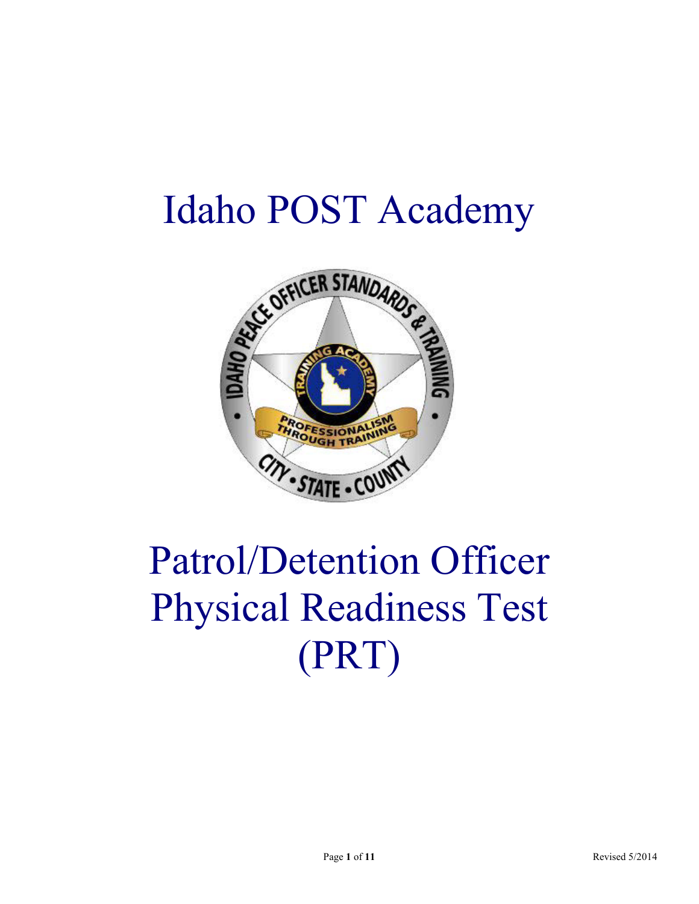# Idaho POST Academy

# Patrol/Detention Officer Physical Readiness Test (PRT)

Revised 5/2014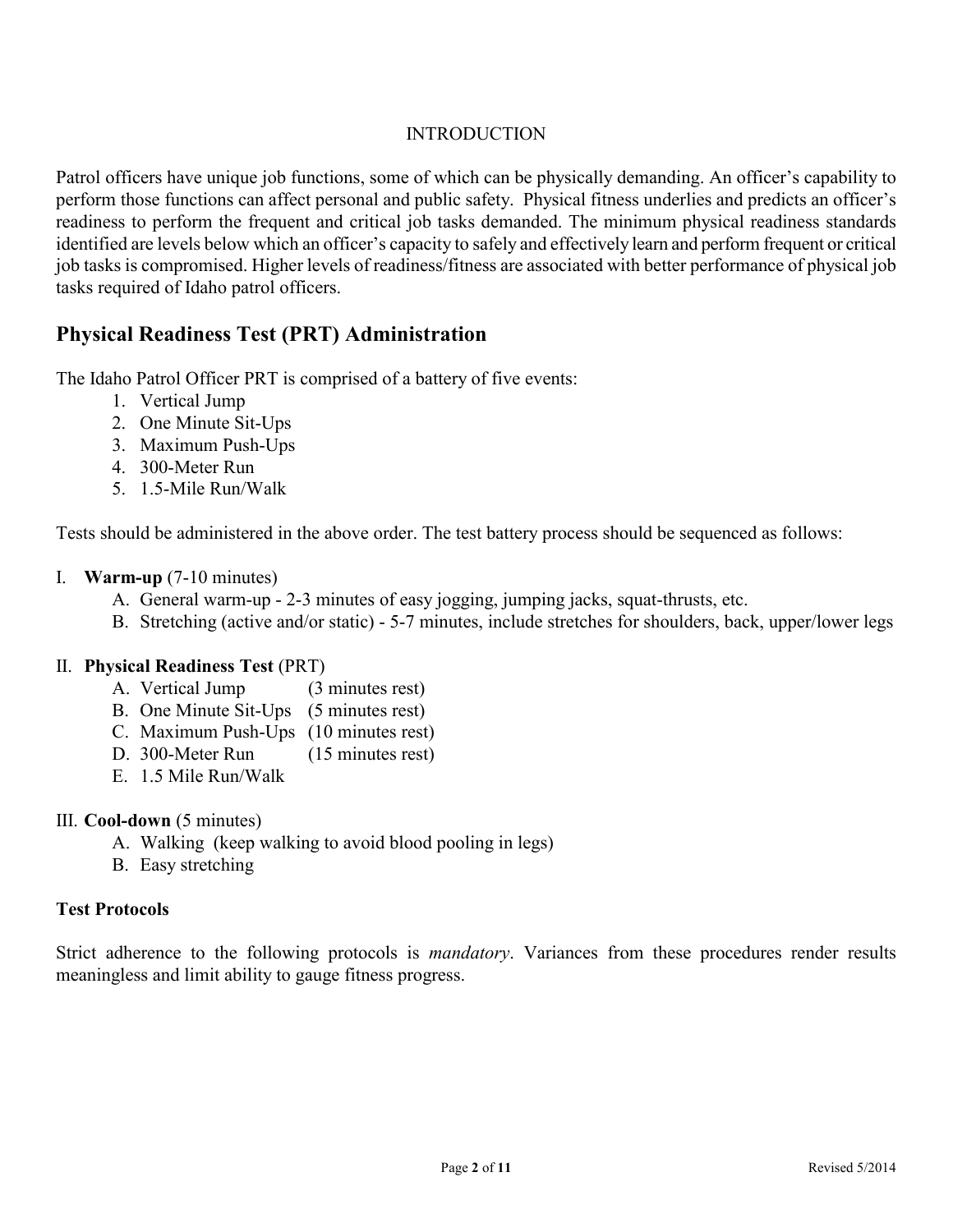# INTRODUCTION

Patrol officers have unique job functions, some of which can be physically demanding. An officer's capability to perform those functions can affect personal and public safety. Physical fitness underlies and predicts an officer's readiness to perform the frequent and critical job tasks demanded. The minimum physical readiness standards identified are levels below which an officer's capacity to safely and effectively learn and perform frequent or critical job tasks is compromised. Higher levels of readiness/fitness are associated with better performance of physical job tasks required of Idaho patrol officers.

## Physical Readiness Test (PRT) Administration

The Idaho Patrol Officer PRT is comprised of a battery of five events:

1. Vertical Jump
2. One Minute Sit-Ups
3. Maximum Push-Ups
4. 300-Meter Run
5. 1.5-Mile Run/Walk

Tests should be administered in the above order. The test battery process should be sequenced as follows:

I. **Warm-up** (7-10 minutes)
   - A. General warm-up - 2-3 minutes of easy jogging, jumping jacks, squat-thrusts, etc.
   - B. Stretching (active and/or static) - 5-7 minutes, include stretches for shoulders, back, upper/lower legs

II. **Physical Readiness Test** (PRT)
   - A. Vertical Jump (3 minutes rest)
   - B. One Minute Sit-Ups (5 minutes rest)
   - C. Maximum Push-Ups (10 minutes rest)
   - D. 300-Meter Run (15 minutes rest)
   - E. 1.5 Mile Run/Walk

III. **Cool-down** (5 minutes)
   - A. Walking (keep walking to avoid blood pooling in legs)
   - B. Easy stretching

### Test Protocols

Strict adherence to the following protocols is *mandatory*. Variances from these procedures render results meaningless and limit ability to gauge fitness progress.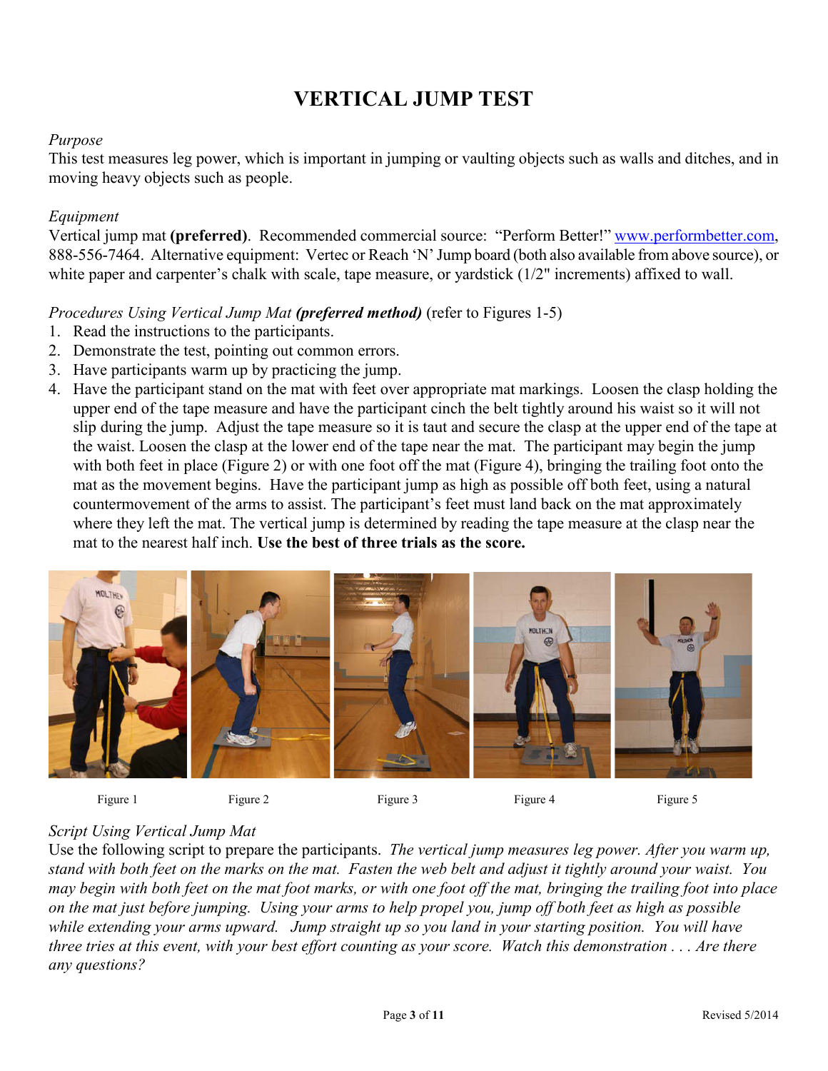# VERTICAL JUMP TEST

*Purpose*
This test measures leg power, which is important in jumping or vaulting objects such as walls and ditches, and in moving heavy objects such as people.

*Equipment*
Vertical jump mat **(preferred)**. Recommended commercial source: "Perform Better!" www.performbetter.com, 888-556-7464. Alternative equipment: Vertec or Reach 'N' Jump board (both also available from above source), or white paper and carpenter's chalk with scale, tape measure, or yardstick (1/2" increments) affixed to wall.

*Procedures Using Vertical Jump Mat **(preferred method)*** (refer to Figures 1-5)

1. Read the instructions to the participants.
2. Demonstrate the test, pointing out common errors.
3. Have participants warm up by practicing the jump.
4. Have the participant stand on the mat with feet over appropriate mat markings. Loosen the clasp holding the upper end of the tape measure and have the participant cinch the belt tightly around his waist so it will not slip during the jump. Adjust the tape measure so it is taut and secure the clasp at the upper end of the tape at the waist. Loosen the clasp at the lower end of the tape near the mat. The participant may begin the jump with both feet in place (Figure 2) or with one foot off the mat (Figure 4), bringing the trailing foot onto the mat as the movement begins. Have the participant jump as high as possible off both feet, using a natural countermovement of the arms to assist. The participant's feet must land back on the mat approximately where they left the mat. The vertical jump is determined by reading the tape measure at the clasp near the mat to the nearest half inch. **Use the best of three trials as the score.**

Figure 1 Figure 2 Figure 3 Figure 4 Figure 5

*Script Using Vertical Jump Mat*
Use the following script to prepare the participants. *The vertical jump measures leg power. After you warm up, stand with both feet on the marks on the mat. Fasten the web belt and adjust it tightly around your waist. You may begin with both feet on the mat foot marks, or with one foot off the mat, bringing the trailing foot into place on the mat just before jumping. Using your arms to help propel you, jump off both feet as high as possible while extending your arms upward. Jump straight up so you land in your starting position. You will have three tries at this event, with your best effort counting as your score. Watch this demonstration . . . Are there any questions?*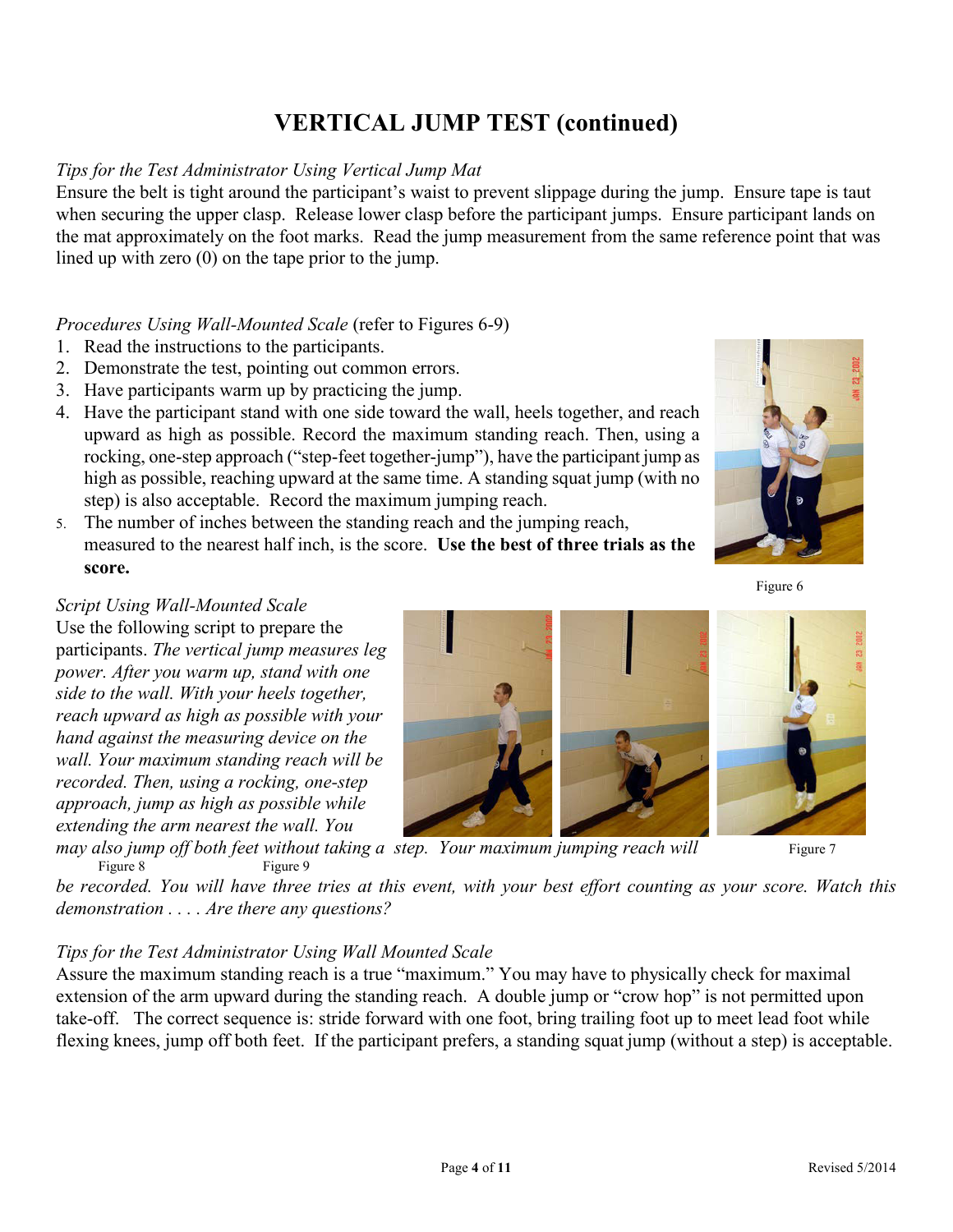# VERTICAL JUMP TEST (continued)

*Tips for the Test Administrator Using Vertical Jump Mat*

Ensure the belt is tight around the participant's waist to prevent slippage during the jump. Ensure tape is taut when securing the upper clasp. Release lower clasp before the participant jumps. Ensure participant lands on the mat approximately on the foot marks. Read the jump measurement from the same reference point that was lined up with zero (0) on the tape prior to the jump.

*Procedures Using Wall-Mounted Scale* (refer to Figures 6-9)

1. Read the instructions to the participants.
2. Demonstrate the test, pointing out common errors.
3. Have participants warm up by practicing the jump.
4. Have the participant stand with one side toward the wall, heels together, and reach upward as high as possible. Record the maximum standing reach. Then, using a rocking, one-step approach ("step-feet together-jump"), have the participant jump as high as possible, reaching upward at the same time. A standing squat jump (with no step) is also acceptable. Record the maximum jumping reach.
5. The number of inches between the standing reach and the jumping reach, measured to the nearest half inch, is the score. **Use the best of three trials as the score.**

Figure 6

*Script Using Wall-Mounted Scale*

Use the following script to prepare the participants. *The vertical jump measures leg power. After you warm up, stand with one side to the wall. With your heels together, reach upward as high as possible with your hand against the measuring device on the wall. Your maximum standing reach will be recorded. Then, using a rocking, one-step approach, jump as high as possible while extending the arm nearest the wall. You may also jump off both feet without taking a step. Your maximum jumping reach will be recorded. You will have three tries at this event, with your best effort counting as your score. Watch this demonstration . . . . Are there any questions?*

Figure 8 Figure 9 Figure 7

*Tips for the Test Administrator Using Wall Mounted Scale*

Assure the maximum standing reach is a true "maximum." You may have to physically check for maximal extension of the arm upward during the standing reach. A double jump or "crow hop" is not permitted upon take-off. The correct sequence is: stride forward with one foot, bring trailing foot up to meet lead foot while flexing knees, jump off both feet. If the participant prefers, a standing squat jump (without a step) is acceptable.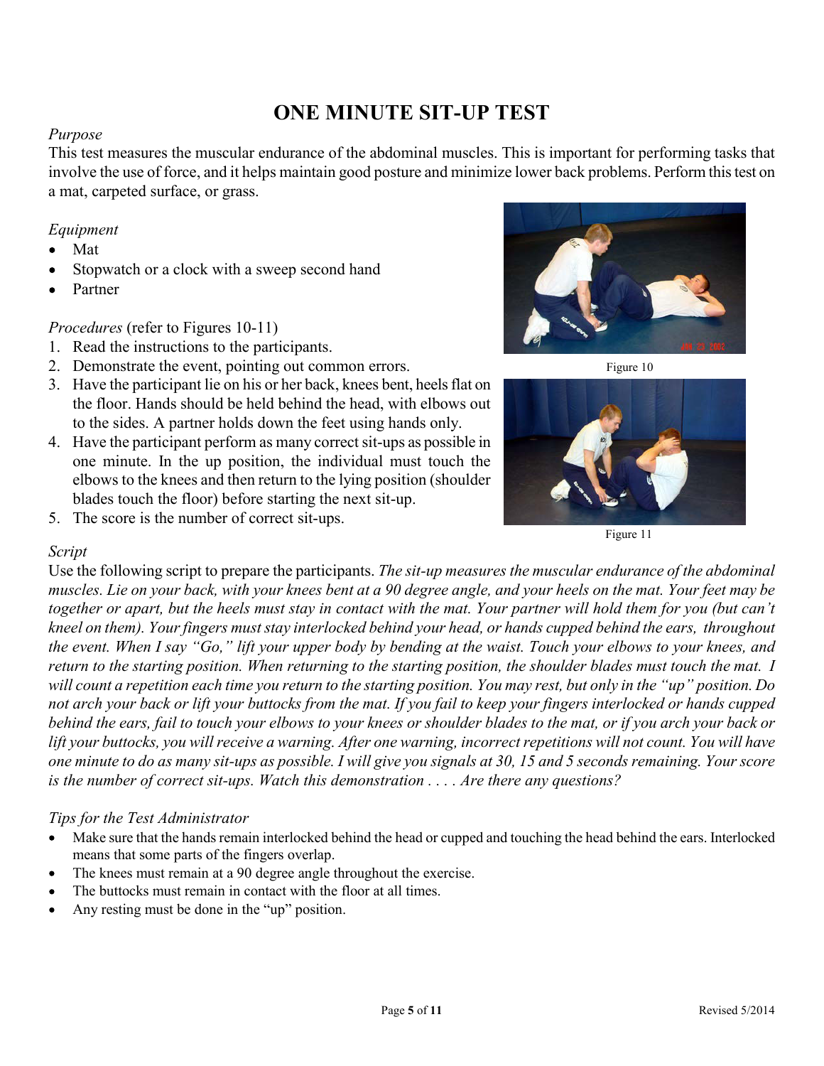# ONE MINUTE SIT-UP TEST

*Purpose*

This test measures the muscular endurance of the abdominal muscles. This is important for performing tasks that involve the use of force, and it helps maintain good posture and minimize lower back problems. Perform this test on a mat, carpeted surface, or grass.

*Equipment*

- Mat
- Stopwatch or a clock with a sweep second hand
- Partner

*Procedures* (refer to Figures 10-11)

1. Read the instructions to the participants.
2. Demonstrate the event, pointing out common errors.
3. Have the participant lie on his or her back, knees bent, heels flat on the floor. Hands should be held behind the head, with elbows out to the sides. A partner holds down the feet using hands only.
4. Have the participant perform as many correct sit-ups as possible in one minute. In the up position, the individual must touch the elbows to the knees and then return to the lying position (shoulder blades touch the floor) before starting the next sit-up.
5. The score is the number of correct sit-ups.

Figure 10

Figure 11

*Script*

Use the following script to prepare the participants. *The sit-up measures the muscular endurance of the abdominal muscles. Lie on your back, with your knees bent at a 90 degree angle, and your heels on the mat. Your feet may be together or apart, but the heels must stay in contact with the mat. Your partner will hold them for you (but can't kneel on them). Your fingers must stay interlocked behind your head, or hands cupped behind the ears, throughout the event. When I say "Go," lift your upper body by bending at the waist. Touch your elbows to your knees, and return to the starting position. When returning to the starting position, the shoulder blades must touch the mat. I will count a repetition each time you return to the starting position. You may rest, but only in the "up" position. Do not arch your back or lift your buttocks from the mat. If you fail to keep your fingers interlocked or hands cupped behind the ears, fail to touch your elbows to your knees or shoulder blades to the mat, or if you arch your back or lift your buttocks, you will receive a warning. After one warning, incorrect repetitions will not count. You will have one minute to do as many sit-ups as possible. I will give you signals at 30, 15 and 5 seconds remaining. Your score is the number of correct sit-ups. Watch this demonstration . . . . Are there any questions?*

*Tips for the Test Administrator*

- Make sure that the hands remain interlocked behind the head or cupped and touching the head behind the ears. Interlocked means that some parts of the fingers overlap.
- The knees must remain at a 90 degree angle throughout the exercise.
- The buttocks must remain in contact with the floor at all times.
- Any resting must be done in the "up" position.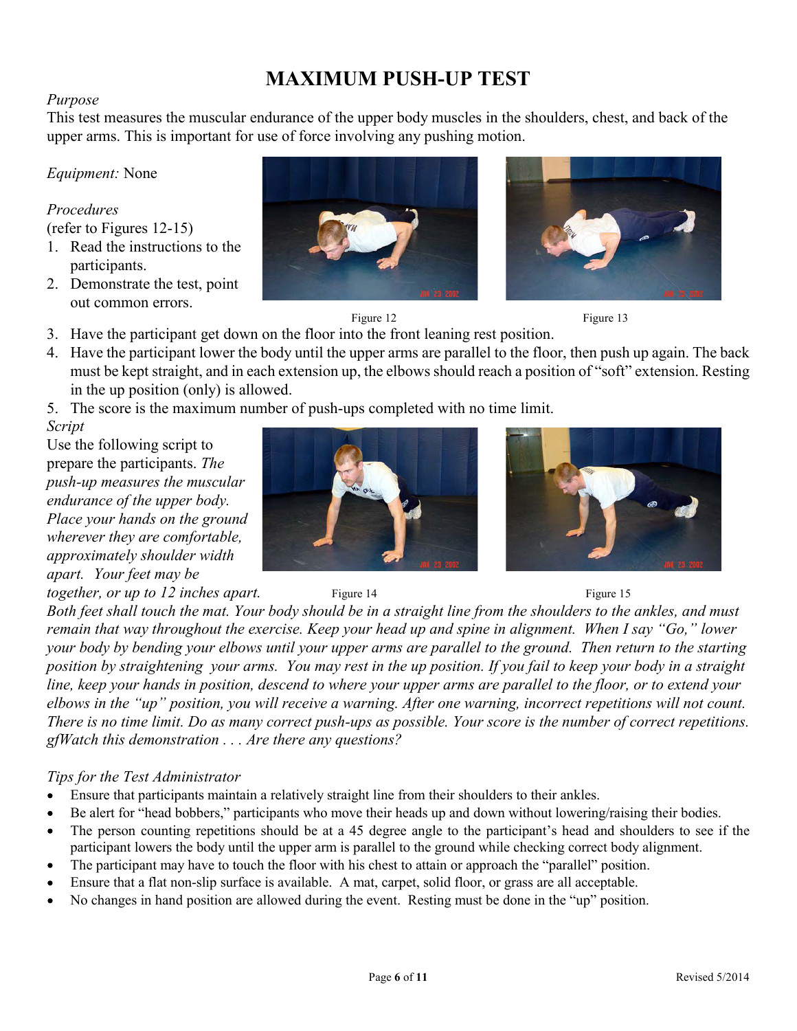# MAXIMUM PUSH-UP TEST

*Purpose*

This test measures the muscular endurance of the upper body muscles in the shoulders, chest, and back of the upper arms. This is important for use of force involving any pushing motion.

*Equipment:* None

*Procedures*

(refer to Figures 12-15)

1. Read the instructions to the participants.
2. Demonstrate the test, point out common errors.

Figure 12

Figure 13

3. Have the participant get down on the floor into the front leaning rest position.
4. Have the participant lower the body until the upper arms are parallel to the floor, then push up again. The back must be kept straight, and in each extension up, the elbows should reach a position of "soft" extension. Resting in the up position (only) is allowed.
5. The score is the maximum number of push-ups completed with no time limit.

*Script*

Use the following script to prepare the participants. *The push-up measures the muscular endurance of the upper body. Place your hands on the ground wherever they are comfortable, approximately shoulder width apart. Your feet may be together, or up to 12 inches apart. Both feet shall touch the mat. Your body should be in a straight line from the shoulders to the ankles, and must remain that way throughout the exercise. Keep your head up and spine in alignment. When I say "Go," lower your body by bending your elbows until your upper arms are parallel to the ground. Then return to the starting position by straightening your arms. You may rest in the up position. If you fail to keep your body in a straight line, keep your hands in position, descend to where your upper arms are parallel to the floor, or to extend your elbows in the "up" position, you will receive a warning. After one warning, incorrect repetitions will not count. There is no time limit. Do as many correct push-ups as possible. Your score is the number of correct repetitions. gfWatch this demonstration . . . Are there any questions?*

Figure 14

Figure 15

*Tips for the Test Administrator*

- Ensure that participants maintain a relatively straight line from their shoulders to their ankles.
- Be alert for "head bobbers," participants who move their heads up and down without lowering/raising their bodies.
- The person counting repetitions should be at a 45 degree angle to the participant's head and shoulders to see if the participant lowers the body until the upper arm is parallel to the ground while checking correct body alignment.
- The participant may have to touch the floor with his chest to attain or approach the "parallel" position.
- Ensure that a flat non-slip surface is available. A mat, carpet, solid floor, or grass are all acceptable.
- No changes in hand position are allowed during the event. Resting must be done in the "up" position.

Revised 5/2014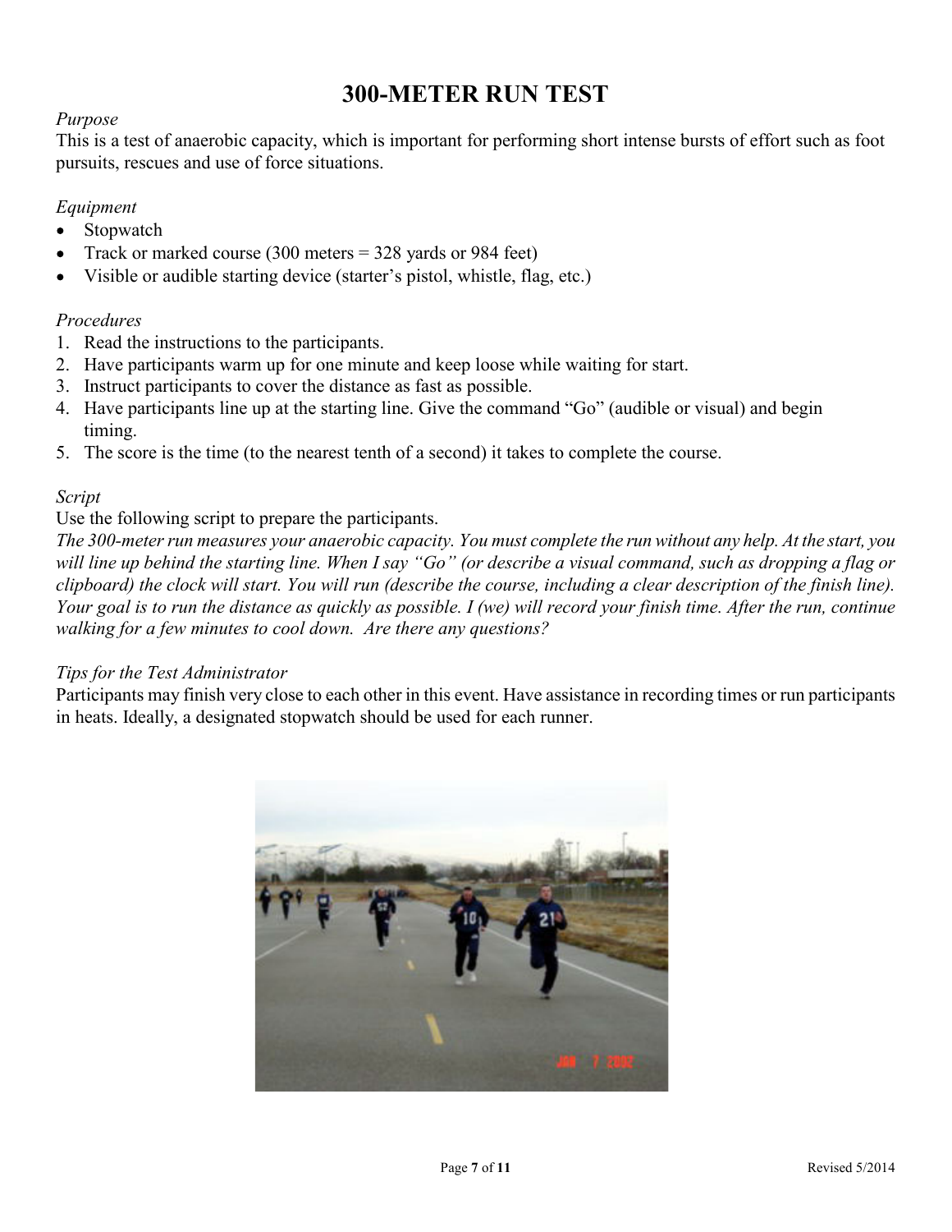# 300-METER RUN TEST

*Purpose*

This is a test of anaerobic capacity, which is important for performing short intense bursts of effort such as foot pursuits, rescues and use of force situations.

*Equipment*

- Stopwatch
- Track or marked course (300 meters = 328 yards or 984 feet)
- Visible or audible starting device (starter's pistol, whistle, flag, etc.)

*Procedures*

1. Read the instructions to the participants.
2. Have participants warm up for one minute and keep loose while waiting for start.
3. Instruct participants to cover the distance as fast as possible.
4. Have participants line up at the starting line. Give the command "Go" (audible or visual) and begin timing.
5. The score is the time (to the nearest tenth of a second) it takes to complete the course.

*Script*

Use the following script to prepare the participants.

*The 300-meter run measures your anaerobic capacity. You must complete the run without any help. At the start, you will line up behind the starting line. When I say "Go" (or describe a visual command, such as dropping a flag or clipboard) the clock will start. You will run (describe the course, including a clear description of the finish line). Your goal is to run the distance as quickly as possible. I (we) will record your finish time. After the run, continue walking for a few minutes to cool down. Are there any questions?*

*Tips for the Test Administrator*

Participants may finish very close to each other in this event. Have assistance in recording times or run participants in heats. Ideally, a designated stopwatch should be used for each runner.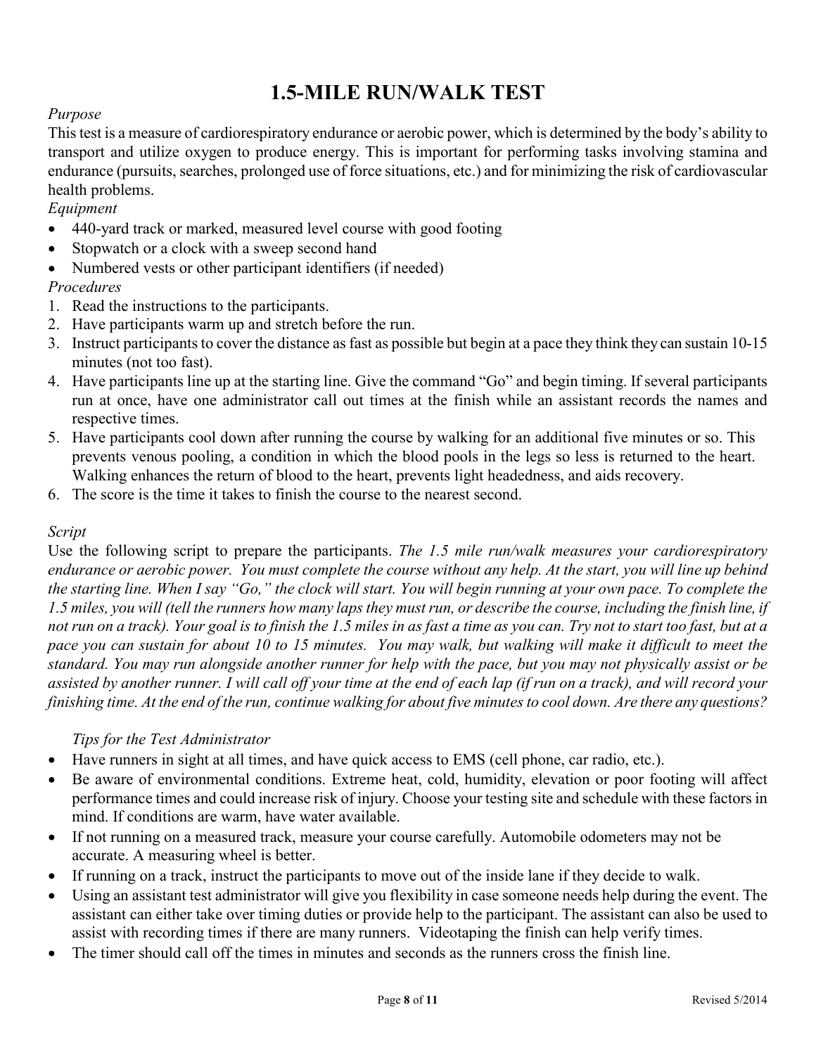# 1.5-MILE RUN/WALK TEST

*Purpose*

This test is a measure of cardiorespiratory endurance or aerobic power, which is determined by the body's ability to transport and utilize oxygen to produce energy. This is important for performing tasks involving stamina and endurance (pursuits, searches, prolonged use of force situations, etc.) and for minimizing the risk of cardiovascular health problems.

*Equipment*

- 440-yard track or marked, measured level course with good footing
- Stopwatch or a clock with a sweep second hand
- Numbered vests or other participant identifiers (if needed)

*Procedures*

1. Read the instructions to the participants.
2. Have participants warm up and stretch before the run.
3. Instruct participants to cover the distance as fast as possible but begin at a pace they think they can sustain 10-15 minutes (not too fast).
4. Have participants line up at the starting line. Give the command "Go" and begin timing. If several participants run at once, have one administrator call out times at the finish while an assistant records the names and respective times.
5. Have participants cool down after running the course by walking for an additional five minutes or so. This prevents venous pooling, a condition in which the blood pools in the legs so less is returned to the heart. Walking enhances the return of blood to the heart, prevents light headedness, and aids recovery.
6. The score is the time it takes to finish the course to the nearest second.

*Script*

Use the following script to prepare the participants. *The 1.5 mile run/walk measures your cardiorespiratory endurance or aerobic power. You must complete the course without any help. At the start, you will line up behind the starting line. When I say "Go," the clock will start. You will begin running at your own pace. To complete the 1.5 miles, you will (tell the runners how many laps they must run, or describe the course, including the finish line, if not run on a track). Your goal is to finish the 1.5 miles in as fast a time as you can. Try not to start too fast, but at a pace you can sustain for about 10 to 15 minutes. You may walk, but walking will make it difficult to meet the standard. You may run alongside another runner for help with the pace, but you may not physically assist or be assisted by another runner. I will call off your time at the end of each lap (if run on a track), and will record your finishing time. At the end of the run, continue walking for about five minutes to cool down. Are there any questions?*

*Tips for the Test Administrator*

- Have runners in sight at all times, and have quick access to EMS (cell phone, car radio, etc.).
- Be aware of environmental conditions. Extreme heat, cold, humidity, elevation or poor footing will affect performance times and could increase risk of injury. Choose your testing site and schedule with these factors in mind. If conditions are warm, have water available.
- If not running on a measured track, measure your course carefully. Automobile odometers may not be accurate. A measuring wheel is better.
- If running on a track, instruct the participants to move out of the inside lane if they decide to walk.
- Using an assistant test administrator will give you flexibility in case someone needs help during the event. The assistant can either take over timing duties or provide help to the participant. The assistant can also be used to assist with recording times if there are many runners. Videotaping the finish can help verify times.
- The timer should call off the times in minutes and seconds as the runners cross the finish line.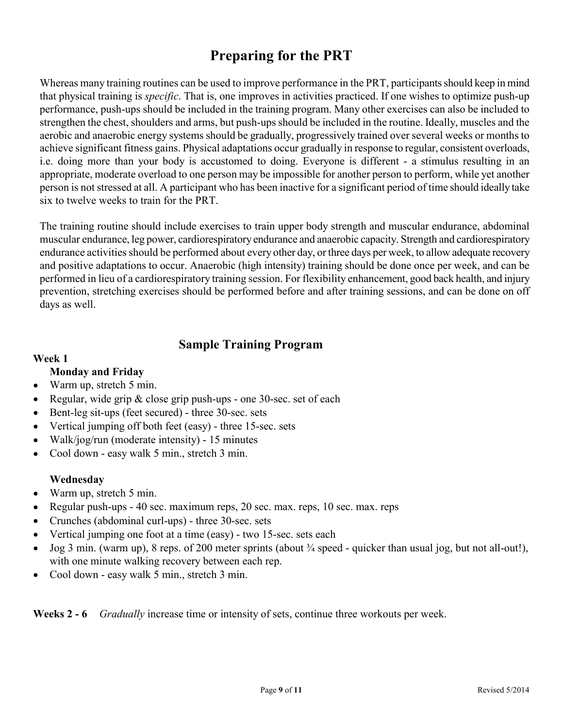# Preparing for the PRT

Whereas many training routines can be used to improve performance in the PRT, participants should keep in mind that physical training is *specific*. That is, one improves in activities practiced. If one wishes to optimize push-up performance, push-ups should be included in the training program. Many other exercises can also be included to strengthen the chest, shoulders and arms, but push-ups should be included in the routine. Ideally, muscles and the aerobic and anaerobic energy systems should be gradually, progressively trained over several weeks or months to achieve significant fitness gains. Physical adaptations occur gradually in response to regular, consistent overloads, i.e. doing more than your body is accustomed to doing. Everyone is different - a stimulus resulting in an appropriate, moderate overload to one person may be impossible for another person to perform, while yet another person is not stressed at all. A participant who has been inactive for a significant period of time should ideally take six to twelve weeks to train for the PRT.

The training routine should include exercises to train upper body strength and muscular endurance, abdominal muscular endurance, leg power, cardiorespiratory endurance and anaerobic capacity. Strength and cardiorespiratory endurance activities should be performed about every other day, or three days per week, to allow adequate recovery and positive adaptations to occur. Anaerobic (high intensity) training should be done once per week, and can be performed in lieu of a cardiorespiratory training session. For flexibility enhancement, good back health, and injury prevention, stretching exercises should be performed before and after training sessions, and can be done on off days as well.

## Sample Training Program

**Week 1**

**Monday and Friday**

- Warm up, stretch 5 min.
- Regular, wide grip & close grip push-ups - one 30-sec. set of each
- Bent-leg sit-ups (feet secured) - three 30-sec. sets
- Vertical jumping off both feet (easy) - three 15-sec. sets
- Walk/jog/run (moderate intensity) - 15 minutes
- Cool down - easy walk 5 min., stretch 3 min.

**Wednesday**

- Warm up, stretch 5 min.
- Regular push-ups - 40 sec. maximum reps, 20 sec. max. reps, 10 sec. max. reps
- Crunches (abdominal curl-ups) - three 30-sec. sets
- Vertical jumping one foot at a time (easy) - two 15-sec. sets each
- Jog 3 min. (warm up), 8 reps. of 200 meter sprints (about ¾ speed - quicker than usual jog, but not all-out!), with one minute walking recovery between each rep.
- Cool down - easy walk 5 min., stretch 3 min.

**Weeks 2 - 6** *Gradually* increase time or intensity of sets, continue three workouts per week.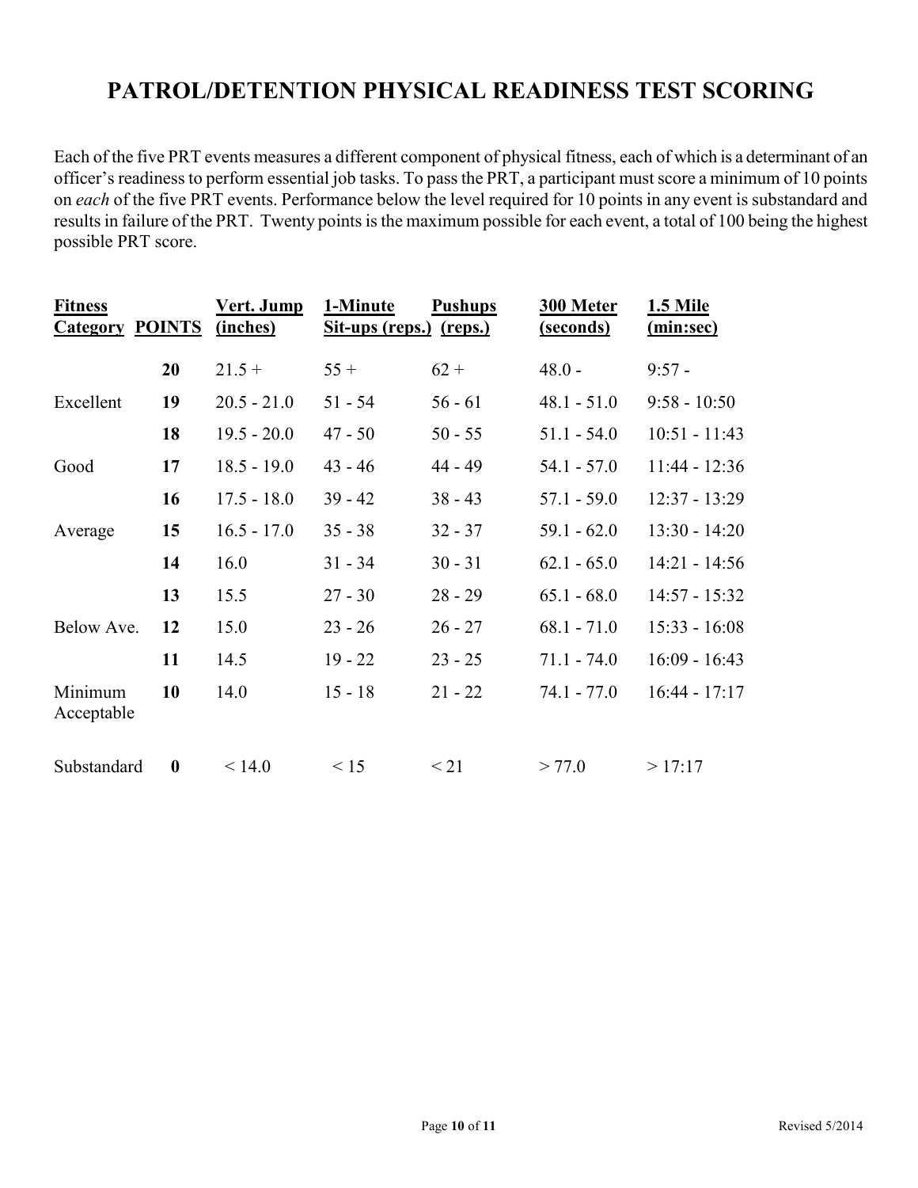# PATROL/DETENTION PHYSICAL READINESS TEST SCORING

Each of the five PRT events measures a different component of physical fitness, each of which is a determinant of an officer's readiness to perform essential job tasks. To pass the PRT, a participant must score a minimum of 10 points on *each* of the five PRT events. Performance below the level required for 10 points in any event is substandard and results in failure of the PRT. Twenty points is the maximum possible for each event, a total of 100 being the highest possible PRT score.

| Fitness Category | POINTS | Vert. Jump (inches) | 1-Minute Sit-ups (reps.) | Pushups (reps.) | 300 Meter (seconds) | 1.5 Mile (min:sec) |
|---|---|---|---|---|---|---|
| | **20** | 21.5 + | 55 + | 62 + | 48.0 - | 9:57 - |
| Excellent | **19** | 20.5 - 21.0 | 51 - 54 | 56 - 61 | 48.1 - 51.0 | 9:58 - 10:50 |
| | **18** | 19.5 - 20.0 | 47 - 50 | 50 - 55 | 51.1 - 54.0 | 10:51 - 11:43 |
| Good | **17** | 18.5 - 19.0 | 43 - 46 | 44 - 49 | 54.1 - 57.0 | 11:44 - 12:36 |
| | **16** | 17.5 - 18.0 | 39 - 42 | 38 - 43 | 57.1 - 59.0 | 12:37 - 13:29 |
| Average | **15** | 16.5 - 17.0 | 35 - 38 | 32 - 37 | 59.1 - 62.0 | 13:30 - 14:20 |
| | **14** | 16.0 | 31 - 34 | 30 - 31 | 62.1 - 65.0 | 14:21 - 14:56 |
| | **13** | 15.5 | 27 - 30 | 28 - 29 | 65.1 - 68.0 | 14:57 - 15:32 |
| Below Ave. | **12** | 15.0 | 23 - 26 | 26 - 27 | 68.1 - 71.0 | 15:33 - 16:08 |
| | **11** | 14.5 | 19 - 22 | 23 - 25 | 71.1 - 74.0 | 16:09 - 16:43 |
| Minimum Acceptable | **10** | 14.0 | 15 - 18 | 21 - 22 | 74.1 - 77.0 | 16:44 - 17:17 |
| Substandard | **0** | < 14.0 | < 15 | < 21 | > 77.0 | > 17:17 |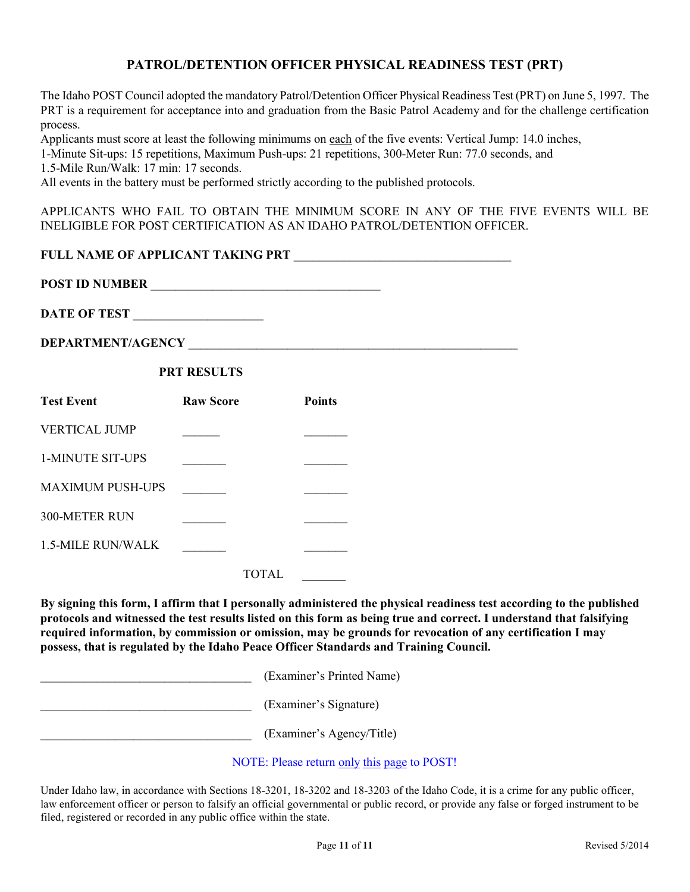# PATROL/DETENTION OFFICER PHYSICAL READINESS TEST (PRT)

The Idaho POST Council adopted the mandatory Patrol/Detention Officer Physical Readiness Test (PRT) on June 5, 1997. The PRT is a requirement for acceptance into and graduation from the Basic Patrol Academy and for the challenge certification process.

Applicants must score at least the following minimums on each of the five events: Vertical Jump: 14.0 inches, 1-Minute Sit-ups: 15 repetitions, Maximum Push-ups: 21 repetitions, 300-Meter Run: 77.0 seconds, and 1.5-Mile Run/Walk: 17 min: 17 seconds.

All events in the battery must be performed strictly according to the published protocols.

APPLICANTS WHO FAIL TO OBTAIN THE MINIMUM SCORE IN ANY OF THE FIVE EVENTS WILL BE INELIGIBLE FOR POST CERTIFICATION AS AN IDAHO PATROL/DETENTION OFFICER.

**FULL NAME OF APPLICANT TAKING PRT** ___________________________________

**POST ID NUMBER** _____________________________________

**DATE OF TEST** _____________________

**DEPARTMENT/AGENCY** ______________________________________________________

**PRT RESULTS**

| Test Event | Raw Score | Points |
|---|---|---|
| VERTICAL JUMP | ______ | _______ |
| 1-MINUTE SIT-UPS | _______ | _______ |
| MAXIMUM PUSH-UPS | _______ | _______ |
| 300-METER RUN | _______ | _______ |
| 1.5-MILE RUN/WALK | _______ | _______ |
| | TOTAL | _______ |

**By signing this form, I affirm that I personally administered the physical readiness test according to the published protocols and witnessed the test results listed on this form as being true and correct. I understand that falsifying required information, by commission or omission, may be grounds for revocation of any certification I may possess, that is regulated by the Idaho Peace Officer Standards and Training Council.**

__________________________________ (Examiner's Printed Name)

__________________________________ (Examiner's Signature)

__________________________________ (Examiner's Agency/Title)

NOTE: Please return only this page to POST!

Under Idaho law, in accordance with Sections 18-3201, 18-3202 and 18-3203 of the Idaho Code, it is a crime for any public officer, law enforcement officer or person to falsify an official governmental or public record, or provide any false or forged instrument to be filed, registered or recorded in any public office within the state.

Revised 5/2014